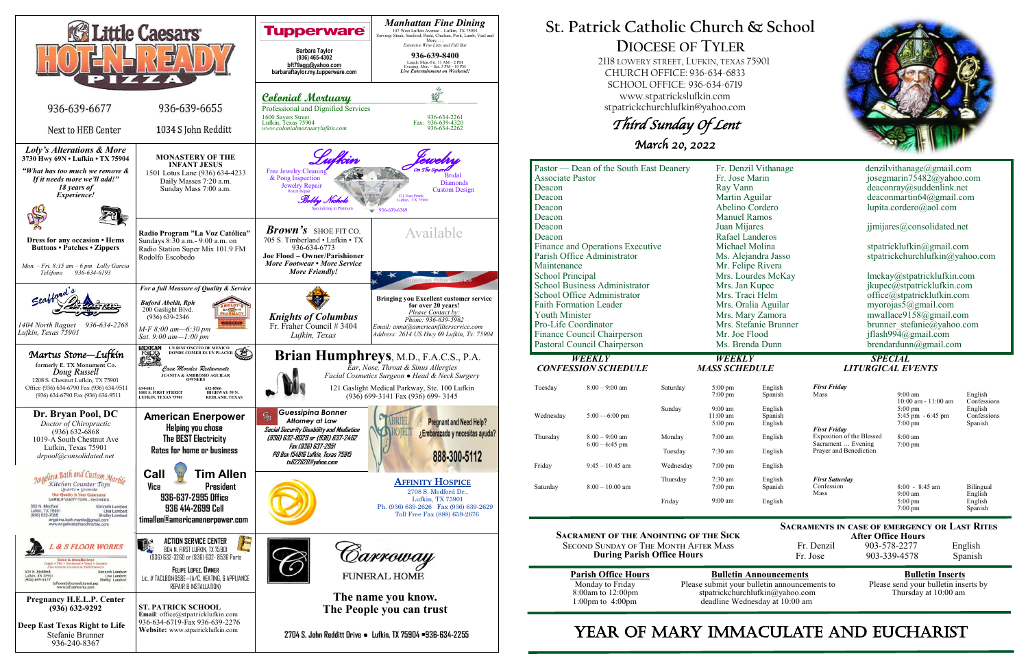# St. Patrick Catholic Church & School

## Diocese of Tyler

2118 Lowery Street, Lufkin, Texas 75901
Church Office: 936-634-6833
School Office: 936-634-6719
www.stpatrickslufkin.com
stpatrickchurchlufkin@yahoo.com

*Third Sunday Of Lent*

*March 20, 2022*

| | | |
|---|---|---|
| Pastor — Dean of the South East Deanery | Fr. Denzil Vithanage | denzilvithanage@gmail.com |
| Associate Pastor | Fr. Jose Marin | josegmarin75482@yahoo.com |
| Deacon | Ray Vann | deaconray@suddenlink.net |
| Deacon | Martin Aguilar | deaconmartin64@gmail.com |
| Deacon | Abelino Cordero | lupita.cordero@aol.com |
| Deacon | Manuel Ramos | |
| Deacon | Juan Mijares | jjmijares@consolidated.net |
| Deacon | Rafael Landeros | |
| Finance and Operations Executive | Michael Molina | stpatricklufkin@gmail.com |
| Parish Office Administrator | Ms. Alejandra Jasso | stpatrickchurchlufkin@yahoo.com |
| Maintenance | Mr. Felipe Rivera | |
| School Principal | Mrs. Lourdes McKay | lmckay@stpatricklufkin.com |
| School Business Administrator | Mrs. Jan Kupec | jkupec@stpatricklufkin.com |
| School Office Administrator | Mrs. Traci Helm | office@stpatricklufkin.com |
| Faith Formation Leader | Mrs. Oralia Aguilar | myorojas5@gmail.com |
| Youth Minister | Mrs. Mary Zamora | mwallace9158@gmail.com |
| Pro-Life Coordinator | Mrs. Stefanie Brunner | brunner_stefanie@yahoo.com |
| Finance Council Chairperson | Mr. Joe Flood | jflash994@gmail.com |
| Pastoral Council Chairperson | Ms. Brenda Dunn | brendardunn@gmail.com |

### *Weekly Confession Schedule*

| | |
|---|---|
| Tuesday | 8:00 – 9:00 am |
| Wednesday | 5:00 —6:00 pm |
| Thursday | 8:00 – 9:00 am<br>6:00 – 6:45 pm |
| Friday | 9:45 – 10:45 am |
| Saturday | 8:00 – 10:00 am |

### *Weekly Mass Schedule*

| | | |
|---|---|---|
| Saturday | 5:00 pm<br>7:00 pm | English<br>Spanish |
| Sunday | 9:00 am<br>11:00 am<br>5:00 pm | English<br>Spanish<br>English |
| Monday | 7:00 am | English |
| Tuesday | 7:30 am | English |
| Wednesday | 7:00 pm | English |
| Thursday | 7:30 am<br>7:00 pm | English<br>Spanish |
| Friday | 9:00 am | English |

### *Special Liturgical Events*

| | | |
|---|---|---|
| ***First Friday***<br>Mass | 9:00 am<br>10:00 am - 11:00 am<br>5:00 pm<br>5:45 pm - 6:45 pm<br>7:00 pm | English<br>Confessions<br>English<br>Confessions<br>Spanish |
| ***First Friday***<br>Exposition of the Blessed Sacrament … Evening<br>Prayer and Benediction | 8:00 am<br>7:00 pm | |
| ***First Saturday***<br>Confession<br>Mass | 8:00 - 8:45 am<br>9:00 am<br>5:00 pm<br>7:00 pm | Bilingual<br>English<br>English<br>Spanish |

**Sacrament of the Anointing of the Sick**
Second Sunday of the Month After Mass
**During Parish Office Hours**

**Sacraments in case of Emergency or Last Rites**
**After Office Hours**

| | | |
|---|---|---|
| Fr. Denzil | 903-578-2277 | English |
| Fr. Jose | 903-339-4578 | Spanish |

**Parish Office Hours**
Monday to Friday
8:00am to 12:00pm
1:00pm to 4:00pm

**Bulletin Announcements**
Please submit your bulletin announcements to stpatrickchurchlufkin@yahoo.com
deadline Wednesday at 10:00 am

**Bulletin Inserts**
Please send your bulletin inserts by Thursday at 10:00 am

# Year of Mary Immaculate and Eucharist

---

**Little Caesars HOT-N-READY PIZZA**
936-639-6677 — Next to HEB Center
936-639-6655 — 1034 S John Redditt

**Tupperware**
Barbara Taylor
(936) 465-4302
bft79aggs@yahoo.com
barbarataylor.my.tupperware.com

***Manhattan Fine Dining***
107 West Lufkin Avenue – Lufkin, TX 75901
Serving: Steak, Seafood, Pasta, Chicken, Pork, Lamb, Veal and More . . .
*Extensive Wine Lists and Full Bar*
**936-639-8400**
Lunch: Mon.-Fri. 11 AM – 2 PM
Evening: Mon. – Sat. 5 PM – 10 PM
*Live Entertainment on Weekend!*

***Colonial Mortuary***
Professional and Dignified Services
1600 Sayers Street
Lufkin, Texas 75904
*www.colonialmortuarylufkin.com*
936-634-2261
Fax: 936-639-4320
936-634-2262

***Loly's Alterations & More***
**3730 Hwy 69N • Lufkin • TX 75904**
***"What has too much we remove & If it needs more we'll add!"***
***18 years of Experience!***
**Dress for any occasion • Hems Buttons • Patches • Zippers**
*Mon. – Fri. 8:15 am – 6 pm Lolly Garcia*
*Teléfono 936-634-6193*

**MONASTERY OF THE INFANT JESUS**
1501 Lotus Lane (936) 634-4233
Daily Masses 7:20 a.m.
Sunday Mass 7:00 a.m.

**Radio Program "La Voz Católica"**
Sundays 8:30 a.m.- 9:00 a.m. on Radio Station Super Mix 101.9 FM
Rodolfo Escobedo

**Lufkin Jewelry On The Square**
Free Jewelry Cleaning & Pong Inspection
Jewelry Repair
Watch Repair
Bobby Nichols
Specializing in Platinum
Bridal
Diamonds
Custom Design
121 East Frank
Lufkin, TX 75901
936-639-6369

***Brown's*** SHOE FIT CO.
705 S. Timberland • Lufkin • TX
936-634-6773
**Joe Flood – Owner/Parishioner**
***More Footwear • More Service More Friendly!***

Available

**Stafford's**
1404 North Raguet 936-634-2268
Lufkin, Texas 75901

***For a full Measure of Quality & Service***
*Buford Abeldt, Rph*
200 Gaslight Blvd.
(936) 639-2346
*M-F 8:00 am—6:30 pm*
*Sat. 9:00 am—1:00 pm*

***Knights of Columbus***
Fr. Fraher Council # 3404
*Lufkin, Texas*

**Bringing you Excellent customer service for over 20 years!**
*Please Contact by:*
*Phone: 936-639-5962*
*Email: anna@americanfilterservice.com*
*Address: 2614 US Hwy 69 Lufkin, Tx. 75904*

***Martus Stone—Lufkin***
formerly E. TX Monument Co.
*Doug Russell*
1208 S. Chesnut Lufkin, TX 75901
Office (936) 634-6790 Fax (936) 634-9511
(936) 634-6790 Fax (936) 634-9511

**MEXICAN FOOD** — UN RINCONCITO DE MEXICO DONDE COMER ES UN PLACER
*Casa Morales Restaurante*
JUANITA & AMBROSIO AGUILAR OWNERS
634-6811 — 1001 S. FIRST STREET LUFKIN, TEXAS 75901
632-8566 — HIGHWAY 59 N. REDLAND, TEXAS

**Brian Humphreys**, M.D., F.A.C.S., P.A.
*Ear, Nose, Throat & Sinus Allergies*
*Facial Cosmetics Surgeon ● Head & Neck Surgery*
121 Gaslight Medical Parkway, Ste. 100 Lufkin
(936) 699-3141 Fax (936) 699- 3145

**Dr. Bryan Pool, DC**
*Doctor of Chiropractic*
(936) 632-6868
1019-A South Chestnut Ave
Lufkin, Texas 75901
*drpool@consolidated.net*

**American Enerpower**
Helping you chose
The BEST Electricity
Rates for home or business
**Call Tim Allen**
**Vice President**
**936-637-2995 Office**
**936 414-2699 Cell**
**timallen@americanenerpower.com**

***Guessipina Bonner***
***Attorney at Law***
*Social Security Disability and Mediation*
*(936) 632-8029 or (936) 637-2462*
*Fax (936) 637-2951*
*PO Box 154816 Lufkin, Texas 75915*
*tx622620@yahoo.com*

**GABRIEL PROJECT**
Pregnant and Need Help?
¿Embarazada y necesitas ayuda?
888-300-5112

**Angelina Bath and Custom Marble**
Kitchen Counter Tops
Quartz • Granite
Our Quality Is Your Guarantee
MARBLE VANITY TOPS - SHOWERS
303 N. Medford
Lufkin, TX 75901
(936) 632-7065
Kenneth Lambert
Lisa Lambert
Shelby Lambert
angelina.bath.marble@gmail.com
www.angelinabathandmarble.com

**AFFINITY HOSPICE**
2708 S. Medford Dr.,
Lufkin, TX 75901
Ph. (936) 639-2626 Fax (936) 639-2629
Toll Free Fax (888) 659-2676

**L & S FLOOR WORKS**
Sales & Installation
Carpet • Tile • Hardwood • Vinyl • Ceramic
303 N. Medford
Lufkin, TX 75901
(936) 699-4477
Kenneth Lambert
Lisa Lambert
Shelby Lambert
lsfloors@consolidated.net
www.lsfloorworks.com

**ACTION SERVICE CENTER**
804 N. FIRST LUFKIN, TX 75901
(936) 632-3260 or (936) 632- 8536 Parts
FELIPE LOPEZ, OWNER
Lic. # TACLB049858E—(A/C, HEATING, & APPLIANCE REPAIR & INSTALLATION)

***Carroway***
FUNERAL HOME
**The name you know.**
**The People you can trust**
**2704 S. John Redditt Drive ● Lufkin, TX 75904 ●936-634-2255**

**Pregnancy H.E.L.P. Center**
**(936) 632-9292**

**Deep East Texas Right to Life**
Stefanie Brunner
936-240-8367

**ST. PATRICK SCHOOL**
**Email**: office@stpatricklufkin.com
936-634-6719-Fax 936-639-2276
**Website:** www.stpatricklufkin.com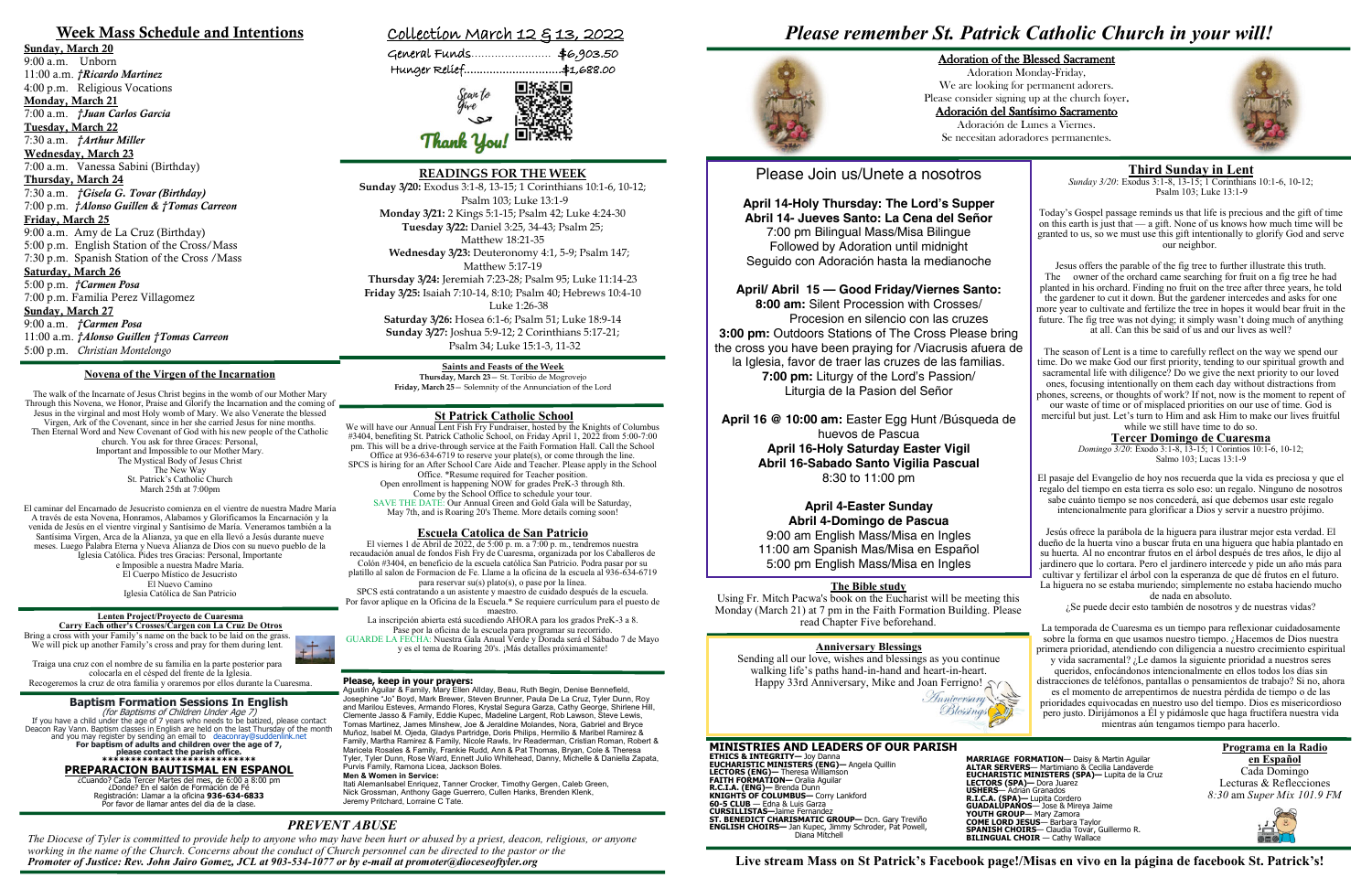## Week Mass Schedule and Intentions

**Sunday, March 20**
9:00 a.m. Unborn
11:00 a.m. *†Ricardo Martinez*
4:00 p.m. Religious Vocations

**Monday, March 21**
7:00 a.m. *†Juan Carlos Garcia*

**Tuesday, March 22**
7:30 a.m. *†Arthur Miller*

**Wednesday, March 23**
7:00 a.m. Vanessa Sabini (Birthday)

**Thursday, March 24**
7:30 a.m. *†Gisela G. Tovar (Birthday)*
7:00 p.m. *†Alonso Guillen & †Tomas Carreon*

**Friday, March 25**
9:00 a.m. Amy de La Cruz (Birthday)
5:00 p.m. English Station of the Cross/Mass
7:30 p.m. Spanish Station of the Cross /Mass

**Saturday, March 26**
5:00 p.m. *†Carmen Posa*
7:00 p.m. Familia Perez Villagomez

**Sunday, March 27**
9:00 a.m. *†Carmen Posa*
11:00 a.m. *†Alonso Guillen †Tomas Carreon*
5:00 p.m. *Christian Montelongo*

### Novena of the Virgen of the Incarnation

The walk of the Incarnate of Jesus Christ begins in the womb of our Mother Mary Through this Novena, we Honor, Praise and Glorify the Incarnation and the coming of Jesus in the virginal and most Holy womb of Mary. We also Venerate the blessed Virgen, Ark of the Covenant, since in her she carried Jesus for nine months. Then Eternal Word and New Covenant of God with his new people of the Catholic church. You ask for three Graces: Personal, Important and Impossible to our Mother Mary.
The Mystical Body of Jesus Christ
The New Way
St. Patrick's Catholic Church
March 25th at 7:00pm

El caminar del Encarnado de Jesucristo comienza en el vientre de nuestra Madre María A través de esta Novena, Honramos, Alabamos y Glorificamos la Encarnación y la venida de Jesús en el vientre virginal y Santísimo de María. Veneramos también a la Santísima Virgen, Arca de la Alianza, ya que en ella llevó a Jesús durante nueve meses. Luego Palabra Eterna y Nueva Alianza de Dios con su nuevo pueblo de la Iglesia Católica. Pides tres Gracias: Personal, Importante e Imposible a nuestra Madre María.
El Cuerpo Místico de Jesucristo
El Nuevo Camino
Iglesia Católica de San Patricio

### Lenten Project/Proyecto de Cuaresma
**Carry Each other's Crosses/Cargen con La Cruz De Otros**

Bring a cross with your Family's name on the back to be laid on the grass. We will pick up another Family's cross and pray for them during lent.

Traiga una cruz con el nombre de su familia en la parte posterior para colocarla en el césped del frente de la iglesia. Recogeremos la cruz de otra familia y oraremos por ellos durante la Cuaresma.

### Baptism Formation Sessions In English
*(for Baptisms of Children Under Age 7)*

If you have a child under the age of 7 years who needs to be batized, please contact Deacon Ray Vann. Baptism classes in English are held on the last Thursday of the month and you may register by sending an email to deaconray@suddenlink.net
**For baptism of adults and children over the age of 7, please contact the parish office.**
**\*\*\*\*\*\*\*\*\*\*\*\*\*\*\*\*\*\*\*\*\*\*\*\*\*\*\*\*\***

### PREPARACION BAUTISMAL EN ESPANOL
¿Cuando? Cada Tercer Martes del mes, de 6:00 a 8:00 pm
¿Donde? En el salón de Formación de Fé
Registración: Llamar a la oficina **936-634-6833**
Por favor de llamar antes del dia de la clase.

## Collection March 12 & 13, 2022

General Funds........................ $6,903.50
Hunger Relief.............................$1,688.00

Scan to Give
Thank You!

### READINGS FOR THE WEEK

**Sunday 3/20:** Exodus 3:1-8, 13-15; 1 Corinthians 10:1-6, 10-12; Psalm 103; Luke 13:1-9
**Monday 3/21:** 2 Kings 5:1-15; Psalm 42; Luke 4:24-30
**Tuesday 3/22:** Daniel 3:25, 34-43; Psalm 25; Matthew 18:21-35
**Wednesday 3/23:** Deuteronomy 4:1, 5-9; Psalm 147; Matthew 5:17-19
**Thursday 3/24:** Jeremiah 7:23-28; Psalm 95; Luke 11:14-23
**Friday 3/25:** Isaiah 7:10-14, 8:10; Psalm 40; Hebrews 10:4-10 Luke 1:26-38
**Saturday 3/26:** Hosea 6:1-6; Psalm 51; Luke 18:9-14
**Sunday 3/27:** Joshua 5:9-12; 2 Corinthians 5:17-21; Psalm 34; Luke 15:1-3, 11-32

### Saints and Feasts of the Week
**Thursday, March 23**— St. Toribio de Mogrovejo
**Friday, March 25**— Solemnity of the Annunciation of the Lord

### St Patrick Catholic School

We will have our Annual Lent Fish Fry fundraiser, hosted by the Knights of Columbus #3404, benefiting St. Patrick Catholic School, on Friday April 1, 2022 from 5:00-7:00 pm. This will be a drive-through service at the Faith Formation Hall. Call the School Office at 936-634-6719 to reserve your plate(s), or come through the line.
SPCS is hiring for an After School Care Aide and Teacher. Please apply in the School Office. \*Resume required for Teacher position.
Open enrollment is happening NOW for grades PreK-3 through 8th. Come by the School Office to schedule your tour.
SAVE THE DATE: Our Annual Green and Gold Gala will be Saturday, May 7th, and is Roaring 20's Theme. More details coming soon!

### Escuela Catolica de San Patricio

El viernes 1 de Abril de 2022, de 5:00 p. m. a 7:00 p. m., tendremos nuestra recaudación anual de fondos Fish Fry de Cuaresma, organizada por los Caballeros de Colón #3404, en beneficio de la escuela católica San Patricio. Podra pasar por su platillo al salon de Formacion de Fe. Llame a la oficina de la escuela al 936-634-6719 para reservar su(s) plato(s), o pase por la línea.
SPCS está contratando a un asistente y maestro de cuidado después de la escuela. Por favor aplique en la Oficina de la Escuela.\* Se requiere currículum para el puesto de maestro.
La inscripción abierta está sucediendo AHORA para los grados PreK-3 a 8. Pase por la oficina de la escuela para programar su recorrido.
GUARDE LA FECHA: Nuestra Gala Anual Verde y Dorada será el Sábado 7 de Mayo y es el tema de Roaring 20's. ¡Más detalles próximamente!

### Please, keep in your prayers:

Agustin Aguilar & Family, Mary Ellen Allday, Beau, Ruth Begin, Denise Bennefield, Josephine "Jo" Boyd, Mark Brewer, Steven Brunner, Paula De La Cruz, Tyler Dunn, Roy and Marilou Esteves, Armando Flores, Krystal Segura Garza, Cathy George, Shirlene Hill, Clemente Jasso & Family, Julie Kupec, Madeline Largent, Rob Lawson, Steve Lewis, Tomas Martinez, James Minshew, Joe & Jeraldine Molandes, Nora, Gabriel and Bryce Muñoz, Isabel M. Ojeda, Gladys Partridge, Doris Philips, Hermilio & Maribel Ramirez & Family, Martha Ramirez & Family, Nicole Rawls, Irv Readerman, Cristian Roman, Robert & Maricela Rosales & Family, Frankie Rudd, Ann & Pat Thomas, Bryan, Cole & Theresa Tyler, Tyler Dunn, Rose Ward, Ennett Julio Whitehead, Danny, Michelle & Daniella Zapata, Purvis Family, Ramona Licea, Jackson Boles.
**Men & Women in Service:**
Itati Alemanlsabel Enriquez, Tanner Crocker, Timothy Gergen, Caleb Green, Nick Grossman, Anthony Gage Guerrero, Cullen Hanks, Brenden Klenk, Jeremy Pritchard, Lorraine C Tate.

## PREVENT ABUSE

*The Diocese of Tyler is committed to provide help to anyone who may have been hurt or abused by a priest, deacon, religious, or anyone working in the name of the Church. Concerns about the conduct of Church personnel can be directed to the pastor or the* ***Promoter of Justice: Rev. John Jairo Gomez, JCL at 903-534-1077 or by e-mail at promoter@dioceseoftyler.org***

# Please remember St. Patrick Catholic Church in your will!

### Adoration of the Blessed Sacrament
Adoration Monday-Friday.
We are looking for permanent adorers.
Please consider signing up at the church foyer.

### Adoración del Santísimo Sacramento
Adoración de Lunes a Viernes.
Se necesitan adoradores permanentes.

## Please Join us/Unete a nosotros

**April 14-Holy Thursday: The Lord's Supper**
**Abril 14- Jueves Santo: La Cena del Señor**
7:00 pm Bilingual Mass/Misa Bilingue
Followed by Adoration until midnight
Seguido con Adoración hasta la medianoche

**April/ Abril 15 — Good Friday/Viernes Santo:**
**8:00 am:** Silent Procession with Crosses/ Procesion en silencio con las cruzes
**3:00 pm:** Outdoors Stations of The Cross Please bring the cross you have been praying for /Viacrusis afuera de la Iglesia, favor de traer las cruzes de las familias.
**7:00 pm:** Liturgy of the Lord's Passion/ Liturgia de la Pasion del Señor

**April 16 @ 10:00 am:** Easter Egg Hunt /Búsqueda de huevos de Pascua
**April 16-Holy Saturday Easter Vigil**
**Abril 16-Sabado Santo Vigilia Pascual**
8:30 to 11:00 pm

**April 4-Easter Sunday**
**Abril 4-Domingo de Pascua**
9:00 am English Mass/Misa en Ingles
11:00 am Spanish Mas/Misa en Español
5:00 pm English Mass/Misa en Ingles

### The Bible study
Using Fr. Mitch Pacwa's book on the Eucharist will be meeting this Monday (March 21) at 7 pm in the Faith Formation Building. Please read Chapter Five beforehand.

### Anniversary Blessings
Sending all our love, wishes and blessings as you continue walking life's paths hand-in-hand and heart-in-heart.
Happy 33rd Anniversary, Mike and Joan Ferrigno!

### Third Sunday in Lent
*Sunday 3/20*: Exodus 3:1-8, 13-15; 1 Corinthians 10:1-6, 10-12; Psalm 103; Luke 13:1-9

Today's Gospel passage reminds us that life is precious and the gift of time on this earth is just that — a gift. None of us knows how much time will be granted to us, so we must use this gift intentionally to glorify God and serve our neighbor.

Jesus offers the parable of the fig tree to further illustrate this truth. The owner of the orchard came searching for fruit on a fig tree he had planted in his orchard. Finding no fruit on the tree after three years, he told the gardener to cut it down. But the gardener intercedes and asks for one more year to cultivate and fertilize the tree in hopes it would bear fruit in the future. The fig tree was not dying; it simply wasn't doing much of anything at all. Can this be said of us and our lives as well?

The season of Lent is a time to carefully reflect on the way we spend our time. Do we make God our first priority, tending to our spiritual growth and sacramental life with diligence? Do we give the next priority to our loved ones, focusing intentionally on them each day without distractions from phones, screens, or thoughts of work? If not, now is the moment to repent of our waste of time or of misplaced priorities on our use of time. God is merciful but just. Let's turn to Him and ask Him to make our lives fruitful while we still have time to do so.

### Tercer Domingo de Cuaresma
*Domingo 3/20*: Exodo 3:1-8, 13-15; 1 Corintios 10:1-6, 10-12; Salmo 103; Lucas 13:1-9

El pasaje del Evangelio de hoy nos recuerda que la vida es preciosa y que el regalo del tiempo en esta tierra es solo eso: un regalo. Ninguno de nosotros sabe cuánto tiempo se nos concederá, así que debemos usar este regalo intencionalmente para glorificar a Dios y servir a nuestro prójimo.

Jesús ofrece la parábola de la higuera para ilustrar mejor esta verdad. El dueño de la huerta vino a buscar fruta en una higuera que había plantado en su huerta. Al no encontrar frutos en el árbol después de tres años, le dijo al jardinero que lo cortara. Pero el jardinero intercede y pide un año más para cultivar y fertilizar el árbol con la esperanza de que dé frutos en el futuro. La higuera no se estaba muriendo; simplemente no estaba haciendo mucho de nada en absoluto.
¿Se puede decir esto también de nosotros y de nuestras vidas?

La temporada de Cuaresma es un tiempo para reflexionar cuidadosamente sobre la forma en que usamos nuestro tiempo. ¿Hacemos de Dios nuestra primera prioridad, atendiendo con diligencia a nuestro crecimiento espiritual y vida sacramental? ¿Le damos la siguiente prioridad a nuestros seres queridos, enfocándonos intencionalmente en ellos todos los días sin distracciones de teléfonos, pantallas o pensamientos de trabajo? Si no, ahora es el momento de arrepentirnos de nuestra pérdida de tiempo o de las prioridades equivocadas en nuestro uso del tiempo. Dios es misericordioso pero justo. Dirijámonos a Él y pidámosle que haga fructífera nuestra vida mientras aún tengamos tiempo para hacerlo.

### MINISTRIES AND LEADERS OF OUR PARISH

**ETHICS & INTEGRITY**— Joy Danna
**EUCHARISTIC MINISTERS (ENG)**— Angela Quillin
**LECTORS (ENG)**— Theresa Williamson
**FAITH FORMATION**— Oralia Aguilar
**R.C.I.A. (ENG)**— Brenda Dunn
**KNIGHTS OF COLUMBUS**— Corry Lankford
**60-5 CLUB** — Edna & Luis Garza
**CURSILLISTAS**—Jaime Fernandez
**ST. BENEDICT CHARISMATIC GROUP**— Dcn. Gary Treviño
**ENGLISH CHOIRS**— Jan Kupec, Jimmy Schroder, Pat Powell, Diana Mitchell
**MARRIAGE FORMATION**— Daisy & Martin Aguilar
**ALTAR SERVERS**— Martiniano & Cecilia Landaverde
**EUCHARISTIC MINISTERS (SPA)**— Lupita de la Cruz
**LECTORS (SPA)**— Dora Juarez
**USHERS**— Adrian Granados
**R.I.C.A. (SPA)**— Lupita Cordero
**GUADALUPANOS**— Jose & Mireya Jaime
**YOUTH GROUP**— Mary Zamora
**COME LORD JESUS**— Barbara Taylor
**SPANISH CHOIRS**— Claudia Tovar, Guillermo R.
**BILINGUAL CHOIR** — Cathy Wallace

### Programa en la Radio en Español
Cada Domingo
Lecturas & Reflecciones
*8:30 am Super Mix 101.9 FM*

**Live stream Mass on St Patrick's Facebook page!/Misas en vivo en la página de facebook St. Patrick's!**